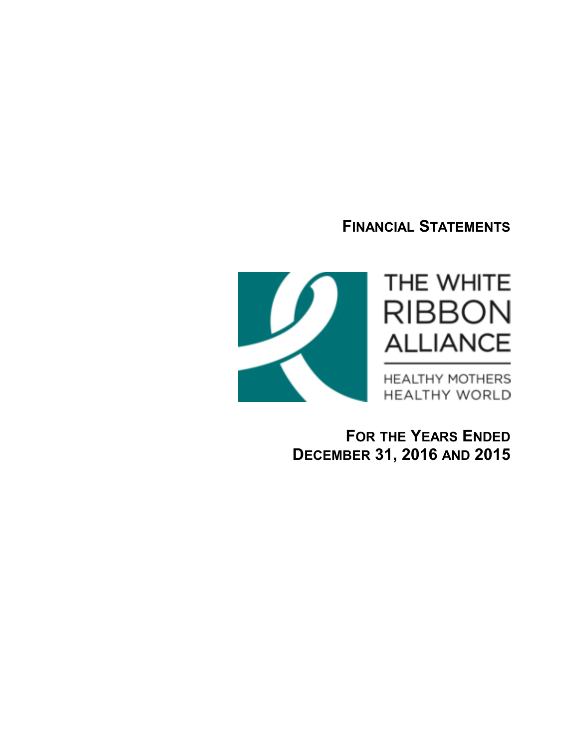# FINANCIAL STATEMENTS

THE WHITE RIBBON ALLIANCE

HEALTHY MOTHERS HEALTHY WORLD

## FOR THE YEARS ENDED DECEMBER 31, 2016 AND 2015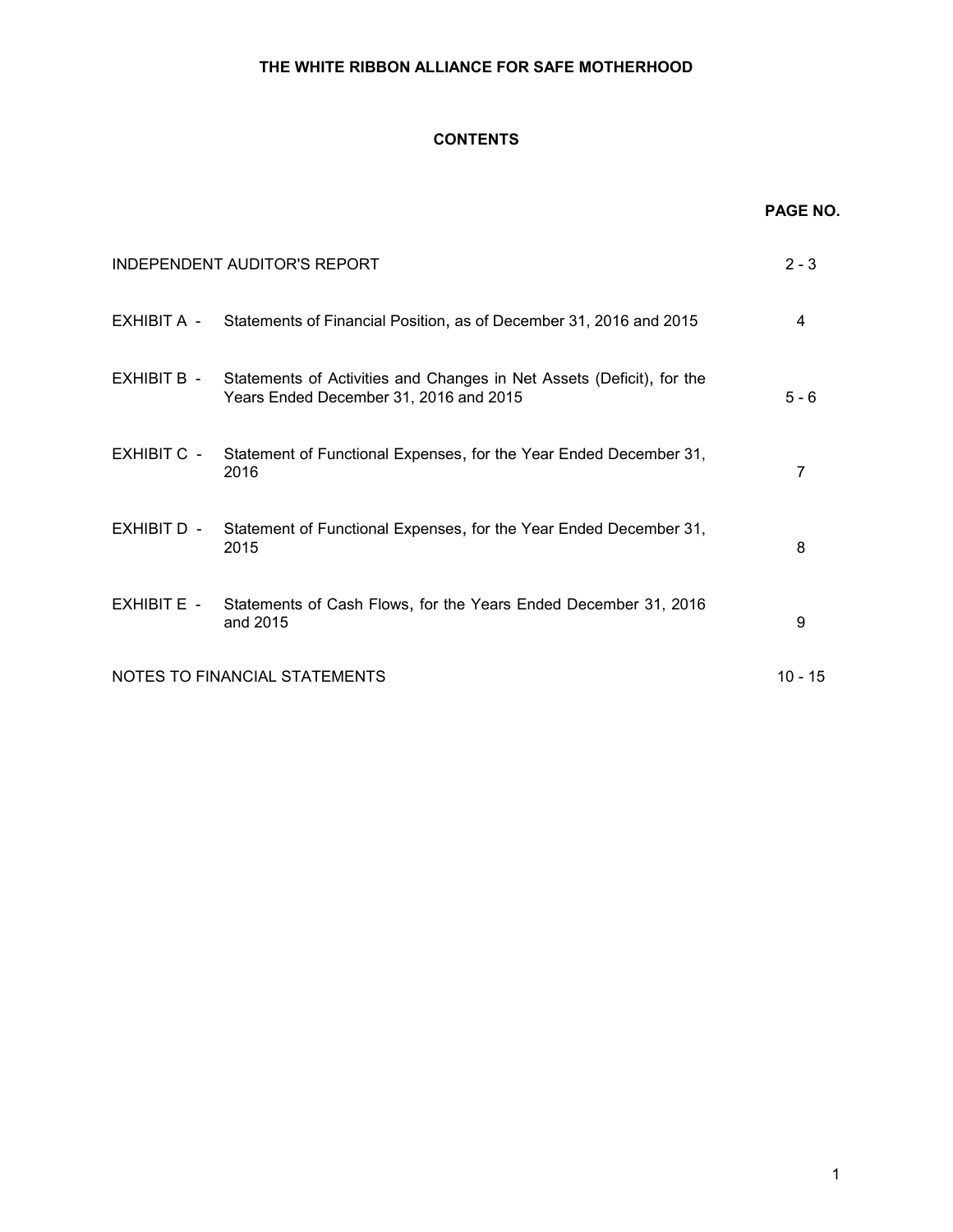# THE WHITE RIBBON ALLIANCE FOR SAFE MOTHERHOOD

## CONTENTS

| | | PAGE NO. |
|---|---|---|
| INDEPENDENT AUDITOR'S REPORT | | 2 - 3 |
| EXHIBIT A - | Statements of Financial Position, as of December 31, 2016 and 2015 | 4 |
| EXHIBIT B - | Statements of Activities and Changes in Net Assets (Deficit), for the Years Ended December 31, 2016 and 2015 | 5 - 6 |
| EXHIBIT C - | Statement of Functional Expenses, for the Year Ended December 31, 2016 | 7 |
| EXHIBIT D - | Statement of Functional Expenses, for the Year Ended December 31, 2015 | 8 |
| EXHIBIT E - | Statements of Cash Flows, for the Years Ended December 31, 2016 and 2015 | 9 |
| NOTES TO FINANCIAL STATEMENTS | | 10 - 15 |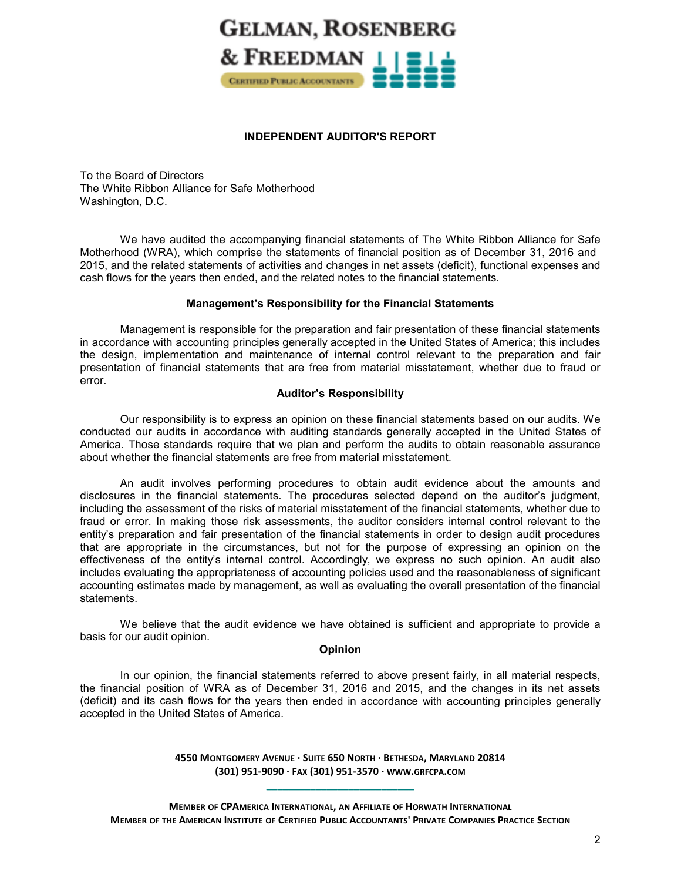**GELMAN, ROSENBERG & FREEDMAN**
CERTIFIED PUBLIC ACCOUNTANTS

## INDEPENDENT AUDITOR'S REPORT

To the Board of Directors
The White Ribbon Alliance for Safe Motherhood
Washington, D.C.

We have audited the accompanying financial statements of The White Ribbon Alliance for Safe Motherhood (WRA), which comprise the statements of financial position as of December 31, 2016 and 2015, and the related statements of activities and changes in net assets (deficit), functional expenses and cash flows for the years then ended, and the related notes to the financial statements.

### Management's Responsibility for the Financial Statements

Management is responsible for the preparation and fair presentation of these financial statements in accordance with accounting principles generally accepted in the United States of America; this includes the design, implementation and maintenance of internal control relevant to the preparation and fair presentation of financial statements that are free from material misstatement, whether due to fraud or error.

### Auditor's Responsibility

Our responsibility is to express an opinion on these financial statements based on our audits. We conducted our audits in accordance with auditing standards generally accepted in the United States of America. Those standards require that we plan and perform the audits to obtain reasonable assurance about whether the financial statements are free from material misstatement.

An audit involves performing procedures to obtain audit evidence about the amounts and disclosures in the financial statements. The procedures selected depend on the auditor's judgment, including the assessment of the risks of material misstatement of the financial statements, whether due to fraud or error. In making those risk assessments, the auditor considers internal control relevant to the entity's preparation and fair presentation of the financial statements in order to design audit procedures that are appropriate in the circumstances, but not for the purpose of expressing an opinion on the effectiveness of the entity's internal control. Accordingly, we express no such opinion. An audit also includes evaluating the appropriateness of accounting policies used and the reasonableness of significant accounting estimates made by management, as well as evaluating the overall presentation of the financial statements.

We believe that the audit evidence we have obtained is sufficient and appropriate to provide a basis for our audit opinion.

### Opinion

In our opinion, the financial statements referred to above present fairly, in all material respects, the financial position of WRA as of December 31, 2016 and 2015, and the changes in its net assets (deficit) and its cash flows for the years then ended in accordance with accounting principles generally accepted in the United States of America.

4550 MONTGOMERY AVENUE · SUITE 650 NORTH · BETHESDA, MARYLAND 20814
(301) 951-9090 · FAX (301) 951-3570 · WWW.GRFCPA.COM

MEMBER OF CPAMERICA INTERNATIONAL, AN AFFILIATE OF HORWATH INTERNATIONAL
MEMBER OF THE AMERICAN INSTITUTE OF CERTIFIED PUBLIC ACCOUNTANTS' PRIVATE COMPANIES PRACTICE SECTION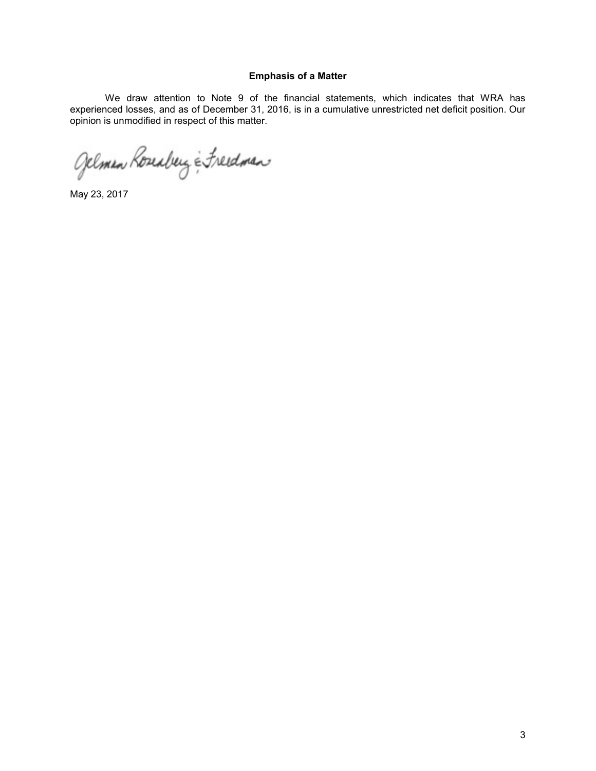#### Emphasis of a Matter

We draw attention to Note 9 of the financial statements, which indicates that WRA has experienced losses, and as of December 31, 2016, is in a cumulative unrestricted net deficit position. Our opinion is unmodified in respect of this matter.

Gelman Rosenberg & Freedman

May 23, 2017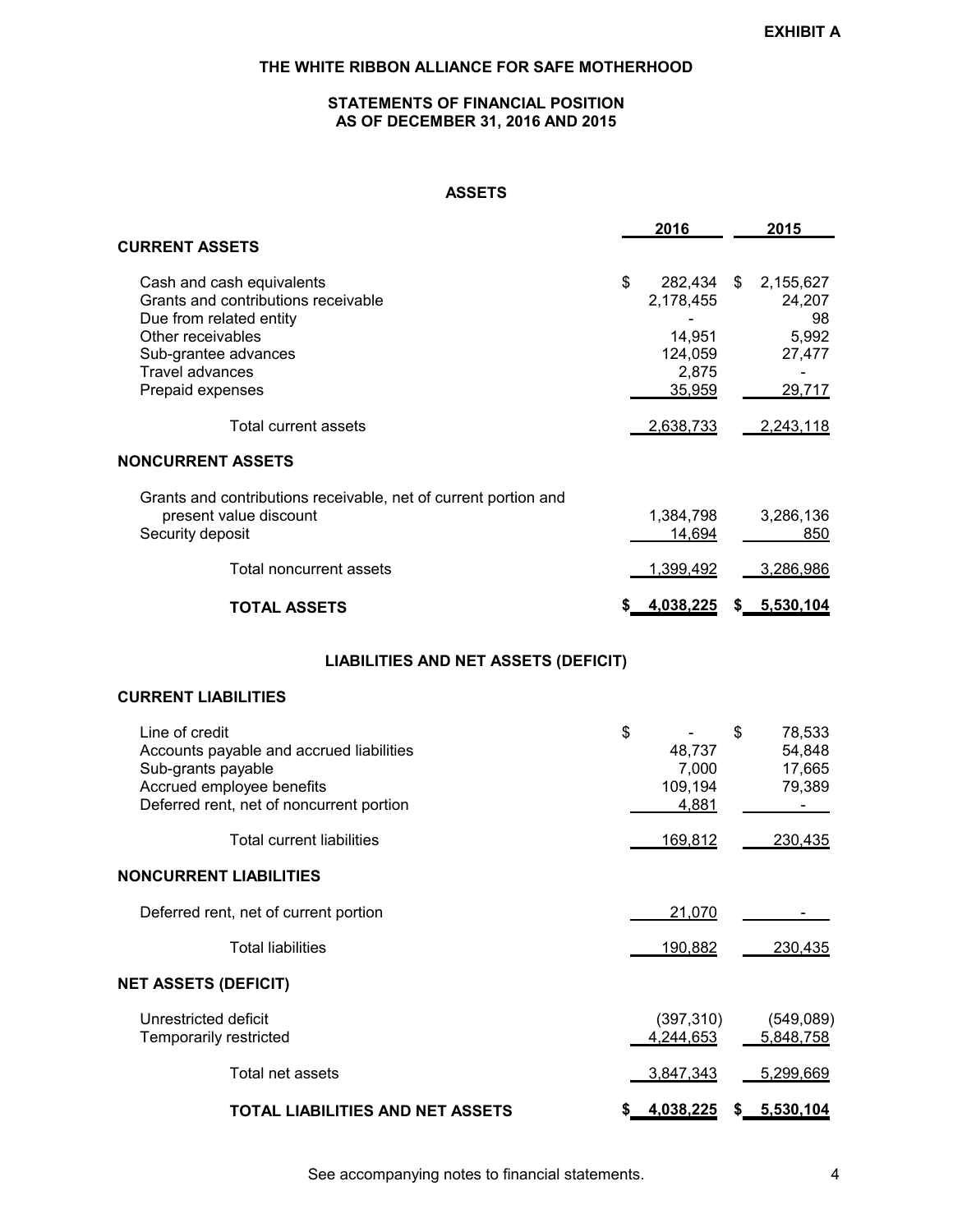**EXHIBIT A**

# THE WHITE RIBBON ALLIANCE FOR SAFE MOTHERHOOD

## STATEMENTS OF FINANCIAL POSITION
## AS OF DECEMBER 31, 2016 AND 2015

### ASSETS

| | 2016 | 2015 |
|---|---|---|
| **CURRENT ASSETS** | | |
| Cash and cash equivalents | $ 282,434 | $ 2,155,627 |
| Grants and contributions receivable | 2,178,455 | 24,207 |
| Due from related entity | - | 98 |
| Other receivables | 14,951 | 5,992 |
| Sub-grantee advances | 124,059 | 27,477 |
| Travel advances | 2,875 | - |
| Prepaid expenses | 35,959 | 29,717 |
| Total current assets | 2,638,733 | 2,243,118 |
| **NONCURRENT ASSETS** | | |
| Grants and contributions receivable, net of current portion and present value discount | 1,384,798 | 3,286,136 |
| Security deposit | 14,694 | 850 |
| Total noncurrent assets | 1,399,492 | 3,286,986 |
| **TOTAL ASSETS** | **$ 4,038,225** | **$ 5,530,104** |

### LIABILITIES AND NET ASSETS (DEFICIT)

| | 2016 | 2015 |
|---|---|---|
| **CURRENT LIABILITIES** | | |
| Line of credit | $ - | $ 78,533 |
| Accounts payable and accrued liabilities | 48,737 | 54,848 |
| Sub-grants payable | 7,000 | 17,665 |
| Accrued employee benefits | 109,194 | 79,389 |
| Deferred rent, net of noncurrent portion | 4,881 | - |
| Total current liabilities | 169,812 | 230,435 |
| **NONCURRENT LIABILITIES** | | |
| Deferred rent, net of current portion | 21,070 | - |
| Total liabilities | 190,882 | 230,435 |
| **NET ASSETS (DEFICIT)** | | |
| Unrestricted deficit | (397,310) | (549,089) |
| Temporarily restricted | 4,244,653 | 5,848,758 |
| Total net assets | 3,847,343 | 5,299,669 |
| **TOTAL LIABILITIES AND NET ASSETS** | **$ 4,038,225** | **$ 5,530,104** |

See accompanying notes to financial statements.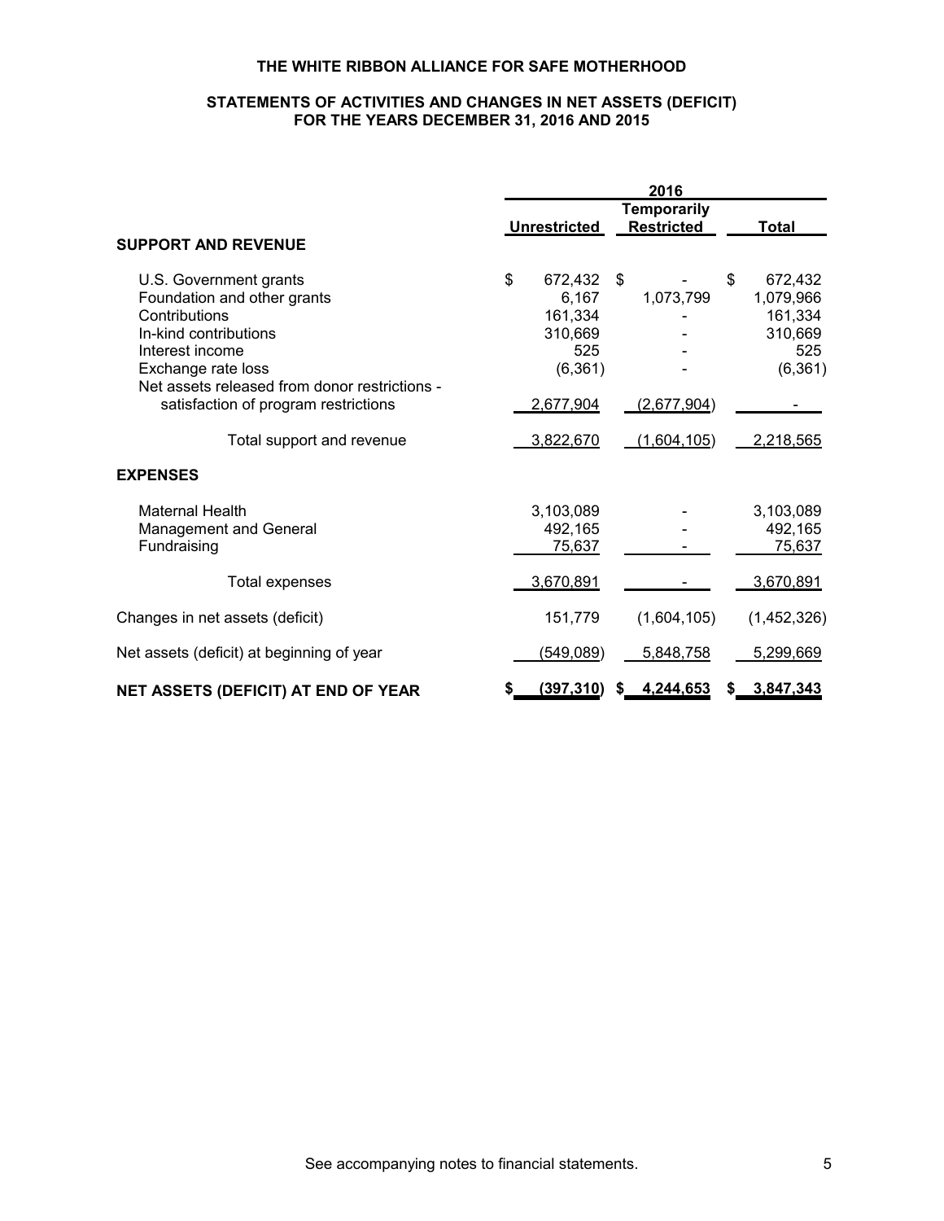# THE WHITE RIBBON ALLIANCE FOR SAFE MOTHERHOOD

## STATEMENTS OF ACTIVITIES AND CHANGES IN NET ASSETS (DEFICIT) FOR THE YEARS DECEMBER 31, 2016 AND 2015

| | 2016 | | |
|---|---|---|---|
| | Unrestricted | Temporarily Restricted | Total |
| **SUPPORT AND REVENUE** | | | |
| U.S. Government grants | $ 672,432 | $ - | $ 672,432 |
| Foundation and other grants | 6,167 | 1,073,799 | 1,079,966 |
| Contributions | 161,334 | - | 161,334 |
| In-kind contributions | 310,669 | - | 310,669 |
| Interest income | 525 | - | 525 |
| Exchange rate loss | (6,361) | - | (6,361) |
| Net assets released from donor restrictions - satisfaction of program restrictions | 2,677,904 | (2,677,904) | - |
| Total support and revenue | 3,822,670 | (1,604,105) | 2,218,565 |
| **EXPENSES** | | | |
| Maternal Health | 3,103,089 | - | 3,103,089 |
| Management and General | 492,165 | - | 492,165 |
| Fundraising | 75,637 | - | 75,637 |
| Total expenses | 3,670,891 | - | 3,670,891 |
| Changes in net assets (deficit) | 151,779 | (1,604,105) | (1,452,326) |
| Net assets (deficit) at beginning of year | (549,089) | 5,848,758 | 5,299,669 |
| **NET ASSETS (DEFICIT) AT END OF YEAR** | **$ (397,310)** | **$ 4,244,653** | **$ 3,847,343** |

See accompanying notes to financial statements.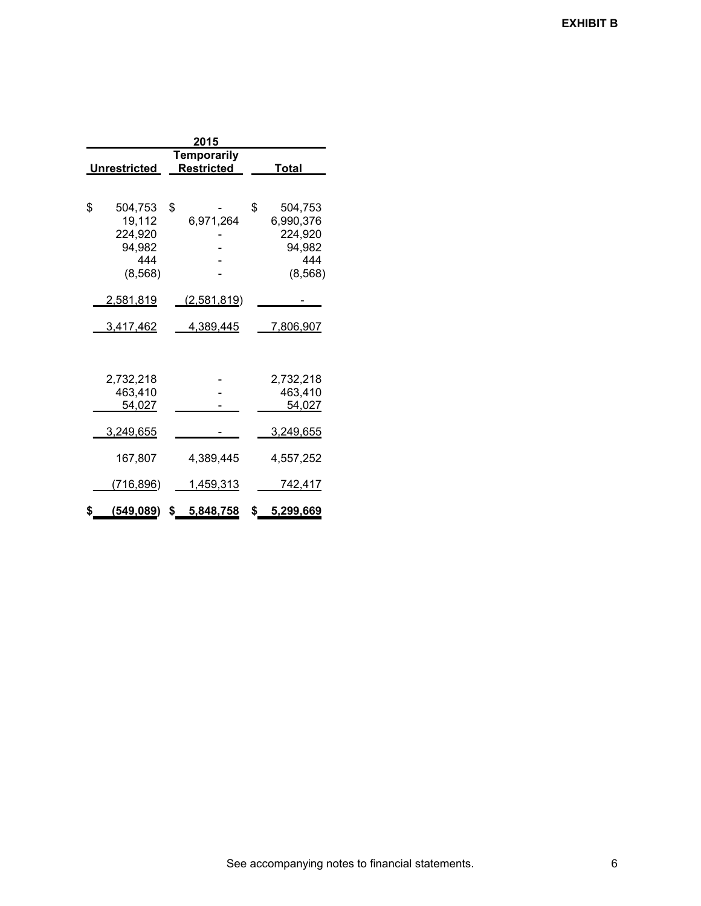**EXHIBIT B**

| 2015 | | |
|---|---|---|
| Unrestricted | Temporarily Restricted | Total |
| $ 504,753 | $ - | $ 504,753 |
| 19,112 | 6,971,264 | 6,990,376 |
| 224,920 | - | 224,920 |
| 94,982 | - | 94,982 |
| 444 | - | 444 |
| (8,568) | - | (8,568) |
| 2,581,819 | (2,581,819) | - |
| 3,417,462 | 4,389,445 | 7,806,907 |
| | | |
| 2,732,218 | - | 2,732,218 |
| 463,410 | - | 463,410 |
| 54,027 | - | 54,027 |
| 3,249,655 | - | 3,249,655 |
| 167,807 | 4,389,445 | 4,557,252 |
| (716,896) | 1,459,313 | 742,417 |
| **$ (549,089)** | **$ 5,848,758** | **$ 5,299,669** |

See accompanying notes to financial statements.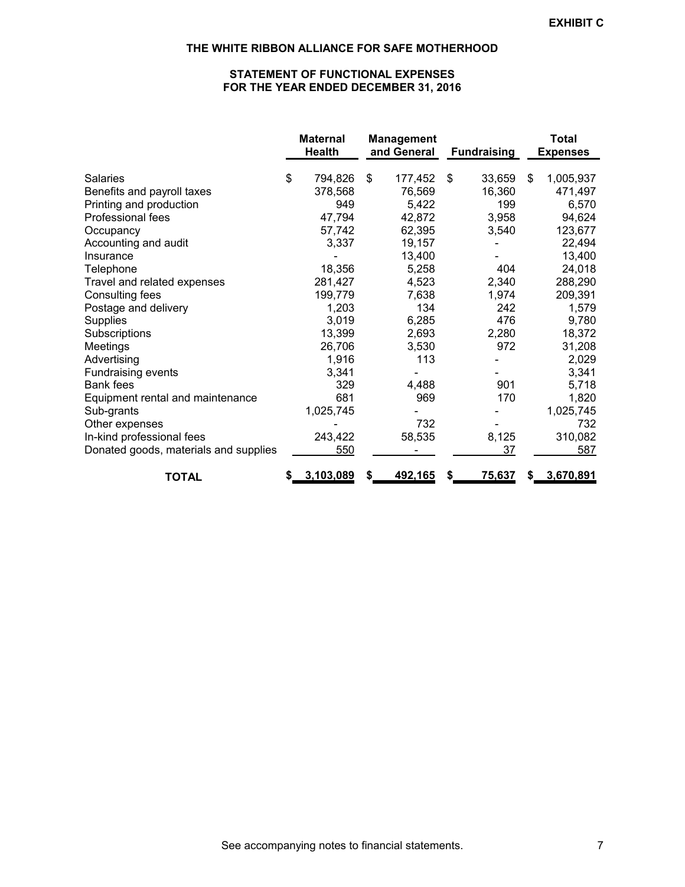**EXHIBIT C**

# THE WHITE RIBBON ALLIANCE FOR SAFE MOTHERHOOD

## STATEMENT OF FUNCTIONAL EXPENSES
## FOR THE YEAR ENDED DECEMBER 31, 2016

| | Maternal Health | Management and General | Fundraising | Total Expenses |
|---|---|---|---|---|
| Salaries | $ 794,826 | $ 177,452 | $ 33,659 | $ 1,005,937 |
| Benefits and payroll taxes | 378,568 | 76,569 | 16,360 | 471,497 |
| Printing and production | 949 | 5,422 | 199 | 6,570 |
| Professional fees | 47,794 | 42,872 | 3,958 | 94,624 |
| Occupancy | 57,742 | 62,395 | 3,540 | 123,677 |
| Accounting and audit | 3,337 | 19,157 | - | 22,494 |
| Insurance | - | 13,400 | - | 13,400 |
| Telephone | 18,356 | 5,258 | 404 | 24,018 |
| Travel and related expenses | 281,427 | 4,523 | 2,340 | 288,290 |
| Consulting fees | 199,779 | 7,638 | 1,974 | 209,391 |
| Postage and delivery | 1,203 | 134 | 242 | 1,579 |
| Supplies | 3,019 | 6,285 | 476 | 9,780 |
| Subscriptions | 13,399 | 2,693 | 2,280 | 18,372 |
| Meetings | 26,706 | 3,530 | 972 | 31,208 |
| Advertising | 1,916 | 113 | - | 2,029 |
| Fundraising events | 3,341 | - | - | 3,341 |
| Bank fees | 329 | 4,488 | 901 | 5,718 |
| Equipment rental and maintenance | 681 | 969 | 170 | 1,820 |
| Sub-grants | 1,025,745 | - | - | 1,025,745 |
| Other expenses | - | 732 | - | 732 |
| In-kind professional fees | 243,422 | 58,535 | 8,125 | 310,082 |
| Donated goods, materials and supplies | 550 | - | 37 | 587 |
| **TOTAL** | **$ 3,103,089** | **$ 492,165** | **$ 75,637** | **$ 3,670,891** |

See accompanying notes to financial statements.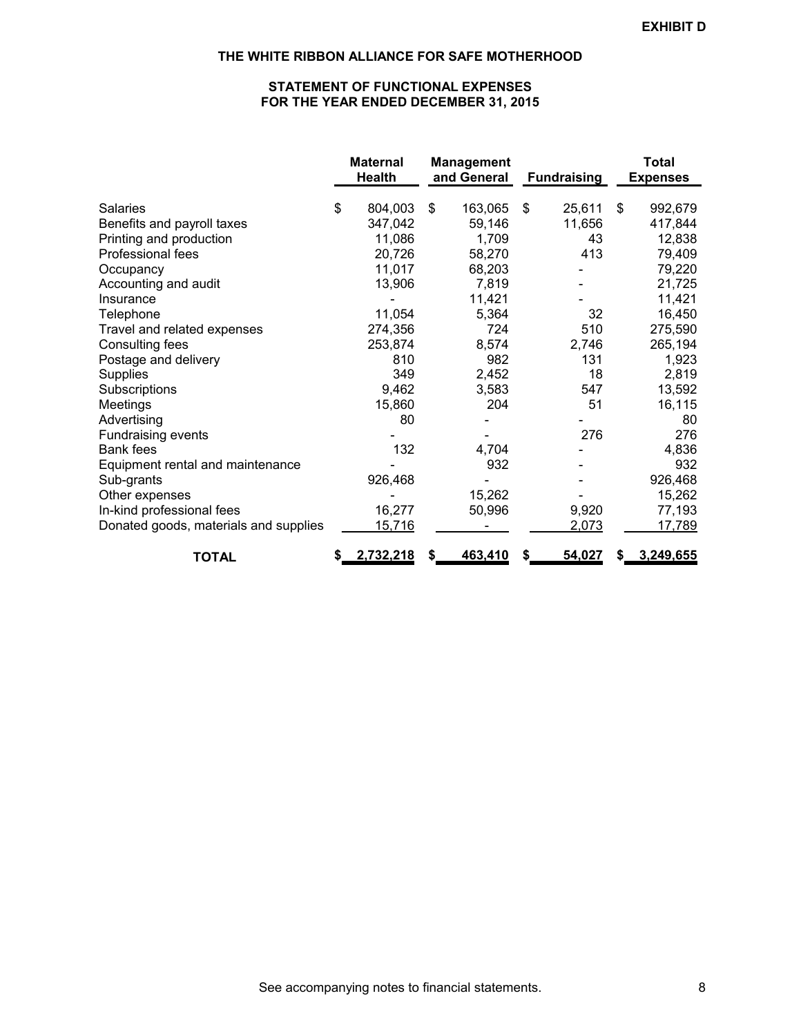**EXHIBIT D**

# THE WHITE RIBBON ALLIANCE FOR SAFE MOTHERHOOD

## STATEMENT OF FUNCTIONAL EXPENSES
## FOR THE YEAR ENDED DECEMBER 31, 2015

| | Maternal Health | Management and General | Fundraising | Total Expenses |
|---|---|---|---|---|
| Salaries | $ 804,003 | $ 163,065 | $ 25,611 | $ 992,679 |
| Benefits and payroll taxes | 347,042 | 59,146 | 11,656 | 417,844 |
| Printing and production | 11,086 | 1,709 | 43 | 12,838 |
| Professional fees | 20,726 | 58,270 | 413 | 79,409 |
| Occupancy | 11,017 | 68,203 | - | 79,220 |
| Accounting and audit | 13,906 | 7,819 | - | 21,725 |
| Insurance | - | 11,421 | - | 11,421 |
| Telephone | 11,054 | 5,364 | 32 | 16,450 |
| Travel and related expenses | 274,356 | 724 | 510 | 275,590 |
| Consulting fees | 253,874 | 8,574 | 2,746 | 265,194 |
| Postage and delivery | 810 | 982 | 131 | 1,923 |
| Supplies | 349 | 2,452 | 18 | 2,819 |
| Subscriptions | 9,462 | 3,583 | 547 | 13,592 |
| Meetings | 15,860 | 204 | 51 | 16,115 |
| Advertising | 80 | - | - | 80 |
| Fundraising events | - | - | 276 | 276 |
| Bank fees | 132 | 4,704 | - | 4,836 |
| Equipment rental and maintenance | - | 932 | - | 932 |
| Sub-grants | 926,468 | - | - | 926,468 |
| Other expenses | - | 15,262 | - | 15,262 |
| In-kind professional fees | 16,277 | 50,996 | 9,920 | 77,193 |
| Donated goods, materials and supplies | 15,716 | - | 2,073 | 17,789 |
| **TOTAL** | **$ 2,732,218** | **$ 463,410** | **$ 54,027** | **$ 3,249,655** |

See accompanying notes to financial statements.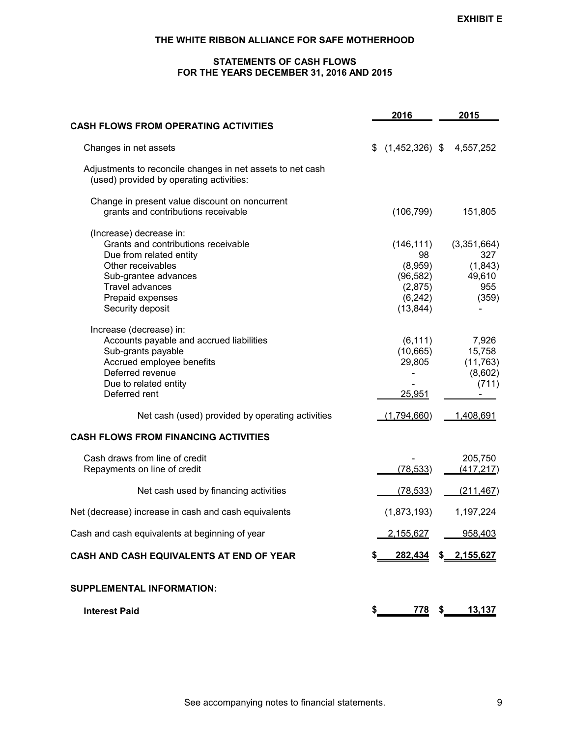EXHIBIT E

# THE WHITE RIBBON ALLIANCE FOR SAFE MOTHERHOOD

## STATEMENTS OF CASH FLOWS
## FOR THE YEARS DECEMBER 31, 2016 AND 2015

| | 2016 | 2015 |
|---|---|---|
| **CASH FLOWS FROM OPERATING ACTIVITIES** | | |
| Changes in net assets | $ (1,452,326) | $ 4,557,252 |
| Adjustments to reconcile changes in net assets to net cash (used) provided by operating activities: | | |
| Change in present value discount on noncurrent grants and contributions receivable | (106,799) | 151,805 |
| (Increase) decrease in: | | |
| Grants and contributions receivable | (146,111) | (3,351,664) |
| Due from related entity | 98 | 327 |
| Other receivables | (8,959) | (1,843) |
| Sub-grantee advances | (96,582) | 49,610 |
| Travel advances | (2,875) | 955 |
| Prepaid expenses | (6,242) | (359) |
| Security deposit | (13,844) | - |
| Increase (decrease) in: | | |
| Accounts payable and accrued liabilities | (6,111) | 7,926 |
| Sub-grants payable | (10,665) | 15,758 |
| Accrued employee benefits | 29,805 | (11,763) |
| Deferred revenue | - | (8,602) |
| Due to related entity | - | (711) |
| Deferred rent | 25,951 | - |
| Net cash (used) provided by operating activities | (1,794,660) | 1,408,691 |
| **CASH FLOWS FROM FINANCING ACTIVITIES** | | |
| Cash draws from line of credit | - | 205,750 |
| Repayments on line of credit | (78,533) | (417,217) |
| Net cash used by financing activities | (78,533) | (211,467) |
| Net (decrease) increase in cash and cash equivalents | (1,873,193) | 1,197,224 |
| Cash and cash equivalents at beginning of year | 2,155,627 | 958,403 |
| **CASH AND CASH EQUIVALENTS AT END OF YEAR** | **$ 282,434** | **$ 2,155,627** |
| **SUPPLEMENTAL INFORMATION:** | | |
| **Interest Paid** | **$ 778** | **$ 13,137** |

See accompanying notes to financial statements.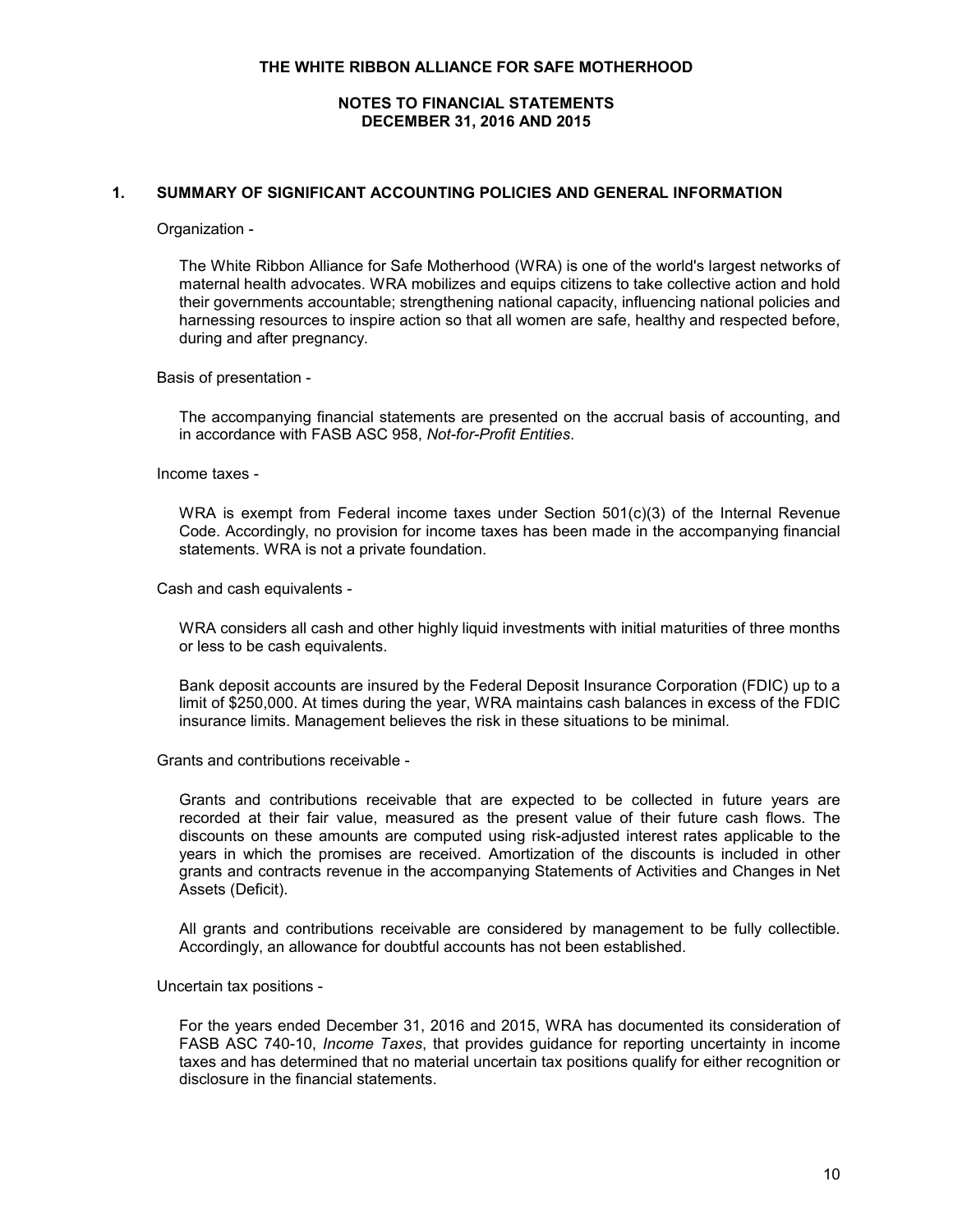# THE WHITE RIBBON ALLIANCE FOR SAFE MOTHERHOOD

## NOTES TO FINANCIAL STATEMENTS
## DECEMBER 31, 2016 AND 2015

### 1. SUMMARY OF SIGNIFICANT ACCOUNTING POLICIES AND GENERAL INFORMATION

Organization -

The White Ribbon Alliance for Safe Motherhood (WRA) is one of the world's largest networks of maternal health advocates. WRA mobilizes and equips citizens to take collective action and hold their governments accountable; strengthening national capacity, influencing national policies and harnessing resources to inspire action so that all women are safe, healthy and respected before, during and after pregnancy.

Basis of presentation -

The accompanying financial statements are presented on the accrual basis of accounting, and in accordance with FASB ASC 958, *Not-for-Profit Entities*.

Income taxes -

WRA is exempt from Federal income taxes under Section 501(c)(3) of the Internal Revenue Code. Accordingly, no provision for income taxes has been made in the accompanying financial statements. WRA is not a private foundation.

Cash and cash equivalents -

WRA considers all cash and other highly liquid investments with initial maturities of three months or less to be cash equivalents.

Bank deposit accounts are insured by the Federal Deposit Insurance Corporation (FDIC) up to a limit of $250,000. At times during the year, WRA maintains cash balances in excess of the FDIC insurance limits. Management believes the risk in these situations to be minimal.

Grants and contributions receivable -

Grants and contributions receivable that are expected to be collected in future years are recorded at their fair value, measured as the present value of their future cash flows. The discounts on these amounts are computed using risk-adjusted interest rates applicable to the years in which the promises are received. Amortization of the discounts is included in other grants and contracts revenue in the accompanying Statements of Activities and Changes in Net Assets (Deficit).

All grants and contributions receivable are considered by management to be fully collectible. Accordingly, an allowance for doubtful accounts has not been established.

Uncertain tax positions -

For the years ended December 31, 2016 and 2015, WRA has documented its consideration of FASB ASC 740-10, *Income Taxes*, that provides guidance for reporting uncertainty in income taxes and has determined that no material uncertain tax positions qualify for either recognition or disclosure in the financial statements.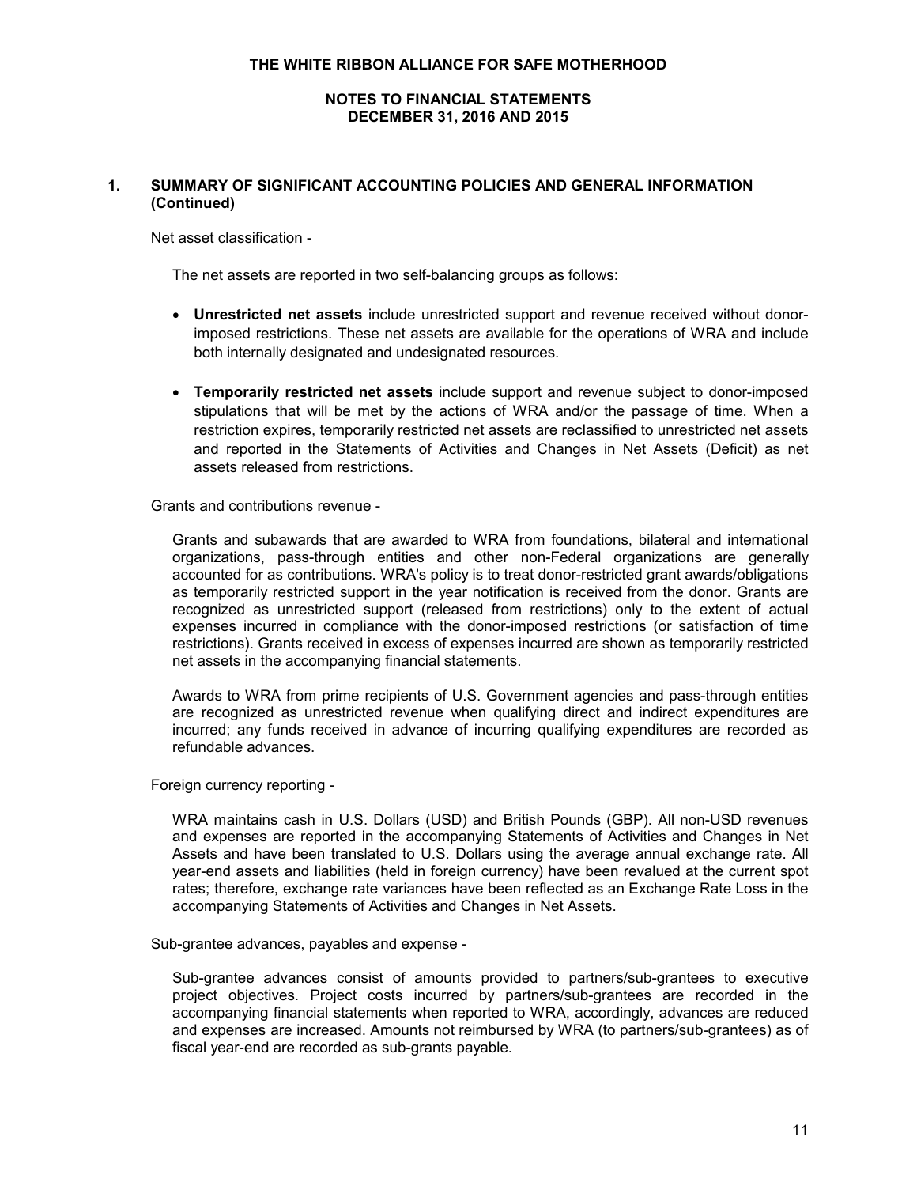## 1. SUMMARY OF SIGNIFICANT ACCOUNTING POLICIES AND GENERAL INFORMATION (Continued)

Net asset classification -

The net assets are reported in two self-balancing groups as follows:

- **Unrestricted net assets** include unrestricted support and revenue received without donor-imposed restrictions. These net assets are available for the operations of WRA and include both internally designated and undesignated resources.

- **Temporarily restricted net assets** include support and revenue subject to donor-imposed stipulations that will be met by the actions of WRA and/or the passage of time. When a restriction expires, temporarily restricted net assets are reclassified to unrestricted net assets and reported in the Statements of Activities and Changes in Net Assets (Deficit) as net assets released from restrictions.

Grants and contributions revenue -

Grants and subawards that are awarded to WRA from foundations, bilateral and international organizations, pass-through entities and other non-Federal organizations are generally accounted for as contributions. WRA's policy is to treat donor-restricted grant awards/obligations as temporarily restricted support in the year notification is received from the donor. Grants are recognized as unrestricted support (released from restrictions) only to the extent of actual expenses incurred in compliance with the donor-imposed restrictions (or satisfaction of time restrictions). Grants received in excess of expenses incurred are shown as temporarily restricted net assets in the accompanying financial statements.

Awards to WRA from prime recipients of U.S. Government agencies and pass-through entities are recognized as unrestricted revenue when qualifying direct and indirect expenditures are incurred; any funds received in advance of incurring qualifying expenditures are recorded as refundable advances.

Foreign currency reporting -

WRA maintains cash in U.S. Dollars (USD) and British Pounds (GBP). All non-USD revenues and expenses are reported in the accompanying Statements of Activities and Changes in Net Assets and have been translated to U.S. Dollars using the average annual exchange rate. All year-end assets and liabilities (held in foreign currency) have been revalued at the current spot rates; therefore, exchange rate variances have been reflected as an Exchange Rate Loss in the accompanying Statements of Activities and Changes in Net Assets.

Sub-grantee advances, payables and expense -

Sub-grantee advances consist of amounts provided to partners/sub-grantees to executive project objectives. Project costs incurred by partners/sub-grantees are recorded in the accompanying financial statements when reported to WRA, accordingly, advances are reduced and expenses are increased. Amounts not reimbursed by WRA (to partners/sub-grantees) as of fiscal year-end are recorded as sub-grants payable.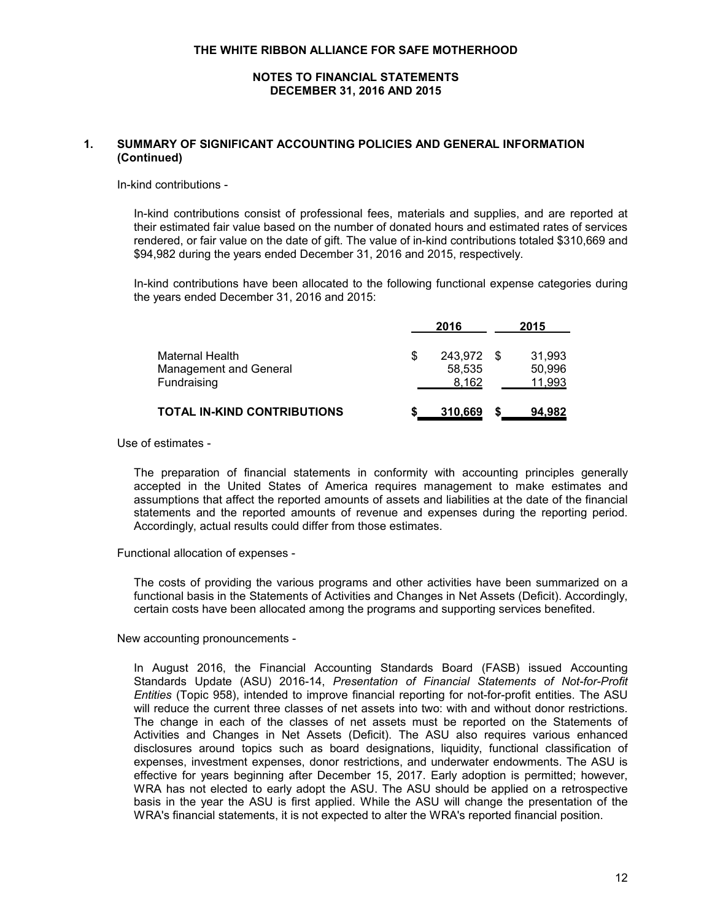**THE WHITE RIBBON ALLIANCE FOR SAFE MOTHERHOOD**

**NOTES TO FINANCIAL STATEMENTS**
**DECEMBER 31, 2016 AND 2015**

## 1. SUMMARY OF SIGNIFICANT ACCOUNTING POLICIES AND GENERAL INFORMATION (Continued)

In-kind contributions -

In-kind contributions consist of professional fees, materials and supplies, and are reported at their estimated fair value based on the number of donated hours and estimated rates of services rendered, or fair value on the date of gift. The value of in-kind contributions totaled $310,669 and $94,982 during the years ended December 31, 2016 and 2015, respectively.

In-kind contributions have been allocated to the following functional expense categories during the years ended December 31, 2016 and 2015:

| | 2016 | 2015 |
|---|---|---|
| Maternal Health | $ 243,972 | $ 31,993 |
| Management and General | 58,535 | 50,996 |
| Fundraising | 8,162 | 11,993 |
| **TOTAL IN-KIND CONTRIBUTIONS** | **$ 310,669** | **$ 94,982** |

Use of estimates -

The preparation of financial statements in conformity with accounting principles generally accepted in the United States of America requires management to make estimates and assumptions that affect the reported amounts of assets and liabilities at the date of the financial statements and the reported amounts of revenue and expenses during the reporting period. Accordingly, actual results could differ from those estimates.

Functional allocation of expenses -

The costs of providing the various programs and other activities have been summarized on a functional basis in the Statements of Activities and Changes in Net Assets (Deficit). Accordingly, certain costs have been allocated among the programs and supporting services benefited.

New accounting pronouncements -

In August 2016, the Financial Accounting Standards Board (FASB) issued Accounting Standards Update (ASU) 2016-14, *Presentation of Financial Statements of Not-for-Profit Entities* (Topic 958), intended to improve financial reporting for not-for-profit entities. The ASU will reduce the current three classes of net assets into two: with and without donor restrictions. The change in each of the classes of net assets must be reported on the Statements of Activities and Changes in Net Assets (Deficit). The ASU also requires various enhanced disclosures around topics such as board designations, liquidity, functional classification of expenses, investment expenses, donor restrictions, and underwater endowments. The ASU is effective for years beginning after December 15, 2017. Early adoption is permitted; however, WRA has not elected to early adopt the ASU. The ASU should be applied on a retrospective basis in the year the ASU is first applied. While the ASU will change the presentation of the WRA's financial statements, it is not expected to alter the WRA's reported financial position.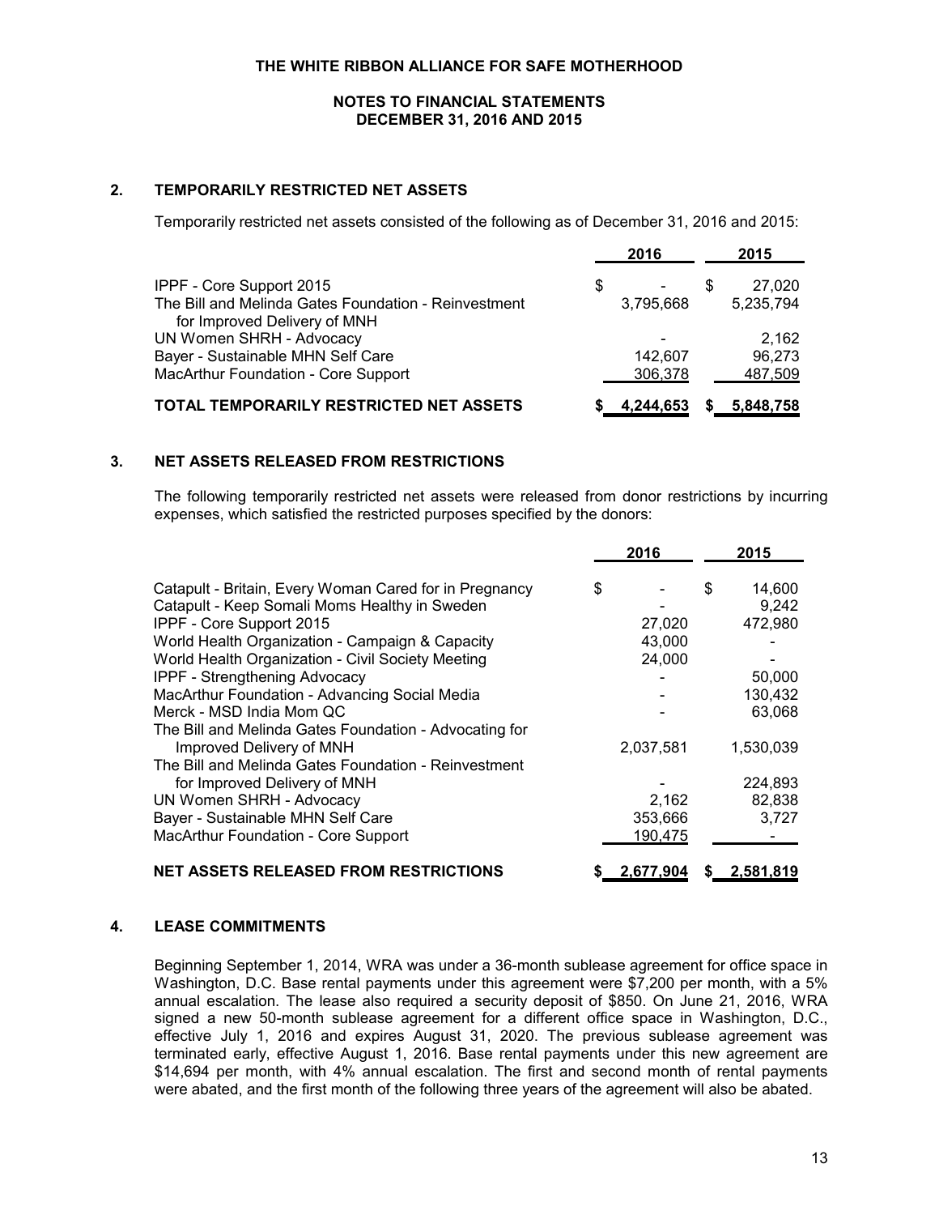THE WHITE RIBBON ALLIANCE FOR SAFE MOTHERHOOD

NOTES TO FINANCIAL STATEMENTS
DECEMBER 31, 2016 AND 2015

## 2. TEMPORARILY RESTRICTED NET ASSETS

Temporarily restricted net assets consisted of the following as of December 31, 2016 and 2015:

| | 2016 | 2015 |
|---|---|---|
| IPPF - Core Support 2015 | $ - | $ 27,020 |
| The Bill and Melinda Gates Foundation - Reinvestment for Improved Delivery of MNH | 3,795,668 | 5,235,794 |
| UN Women SHRH - Advocacy | - | 2,162 |
| Bayer - Sustainable MHN Self Care | 142,607 | 96,273 |
| MacArthur Foundation - Core Support | 306,378 | 487,509 |
| **TOTAL TEMPORARILY RESTRICTED NET ASSETS** | **$ 4,244,653** | **$ 5,848,758** |

## 3. NET ASSETS RELEASED FROM RESTRICTIONS

The following temporarily restricted net assets were released from donor restrictions by incurring expenses, which satisfied the restricted purposes specified by the donors:

| | 2016 | 2015 |
|---|---|---|
| Catapult - Britain, Every Woman Cared for in Pregnancy | $ - | $ 14,600 |
| Catapult - Keep Somali Moms Healthy in Sweden | - | 9,242 |
| IPPF - Core Support 2015 | 27,020 | 472,980 |
| World Health Organization - Campaign & Capacity | 43,000 | - |
| World Health Organization - Civil Society Meeting | 24,000 | - |
| IPPF - Strengthening Advocacy | - | 50,000 |
| MacArthur Foundation - Advancing Social Media | - | 130,432 |
| Merck - MSD India Mom QC | - | 63,068 |
| The Bill and Melinda Gates Foundation - Advocating for Improved Delivery of MNH | 2,037,581 | 1,530,039 |
| The Bill and Melinda Gates Foundation - Reinvestment for Improved Delivery of MNH | - | 224,893 |
| UN Women SHRH - Advocacy | 2,162 | 82,838 |
| Bayer - Sustainable MHN Self Care | 353,666 | 3,727 |
| MacArthur Foundation - Core Support | 190,475 | - |
| **NET ASSETS RELEASED FROM RESTRICTIONS** | **$ 2,677,904** | **$ 2,581,819** |

## 4. LEASE COMMITMENTS

Beginning September 1, 2014, WRA was under a 36-month sublease agreement for office space in Washington, D.C. Base rental payments under this agreement were $7,200 per month, with a 5% annual escalation. The lease also required a security deposit of $850. On June 21, 2016, WRA signed a new 50-month sublease agreement for a different office space in Washington, D.C., effective July 1, 2016 and expires August 31, 2020. The previous sublease agreement was terminated early, effective August 1, 2016. Base rental payments under this new agreement are $14,694 per month, with 4% annual escalation. The first and second month of rental payments were abated, and the first month of the following three years of the agreement will also be abated.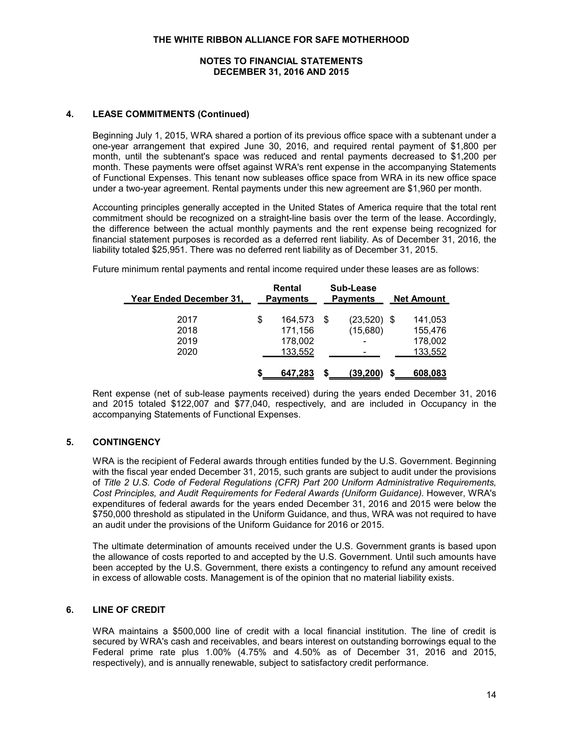# THE WHITE RIBBON ALLIANCE FOR SAFE MOTHERHOOD

## NOTES TO FINANCIAL STATEMENTS
## DECEMBER 31, 2016 AND 2015

### 4. LEASE COMMITMENTS (Continued)

Beginning July 1, 2015, WRA shared a portion of its previous office space with a subtenant under a one-year arrangement that expired June 30, 2016, and required rental payment of $1,800 per month, until the subtenant's space was reduced and rental payments decreased to $1,200 per month. These payments were offset against WRA's rent expense in the accompanying Statements of Functional Expenses. This tenant now subleases office space from WRA in its new office space under a two-year agreement. Rental payments under this new agreement are $1,960 per month.

Accounting principles generally accepted in the United States of America require that the total rent commitment should be recognized on a straight-line basis over the term of the lease. Accordingly, the difference between the actual monthly payments and the rent expense being recognized for financial statement purposes is recorded as a deferred rent liability. As of December 31, 2016, the liability totaled $25,951. There was no deferred rent liability as of December 31, 2015.

Future minimum rental payments and rental income required under these leases are as follows:

| Year Ended December 31, | Rental Payments | Sub-Lease Payments | Net Amount |
|---|---|---|---|
| 2017 | $ 164,573 | $ (23,520) | $ 141,053 |
| 2018 | 171,156 | (15,680) | 155,476 |
| 2019 | 178,002 | - | 178,002 |
| 2020 | 133,552 | - | 133,552 |
| | $ 647,283 | $ (39,200) | $ 608,083 |

Rent expense (net of sub-lease payments received) during the years ended December 31, 2016 and 2015 totaled $122,007 and $77,040, respectively, and are included in Occupancy in the accompanying Statements of Functional Expenses.

### 5. CONTINGENCY

WRA is the recipient of Federal awards through entities funded by the U.S. Government. Beginning with the fiscal year ended December 31, 2015, such grants are subject to audit under the provisions of *Title 2 U.S. Code of Federal Regulations (CFR) Part 200 Uniform Administrative Requirements, Cost Principles, and Audit Requirements for Federal Awards (Uniform Guidance).* However, WRA's expenditures of federal awards for the years ended December 31, 2016 and 2015 were below the $750,000 threshold as stipulated in the Uniform Guidance, and thus, WRA was not required to have an audit under the provisions of the Uniform Guidance for 2016 or 2015.

The ultimate determination of amounts received under the U.S. Government grants is based upon the allowance of costs reported to and accepted by the U.S. Government. Until such amounts have been accepted by the U.S. Government, there exists a contingency to refund any amount received in excess of allowable costs. Management is of the opinion that no material liability exists.

### 6. LINE OF CREDIT

WRA maintains a $500,000 line of credit with a local financial institution. The line of credit is secured by WRA's cash and receivables, and bears interest on outstanding borrowings equal to the Federal prime rate plus 1.00% (4.75% and 4.50% as of December 31, 2016 and 2015, respectively), and is annually renewable, subject to satisfactory credit performance.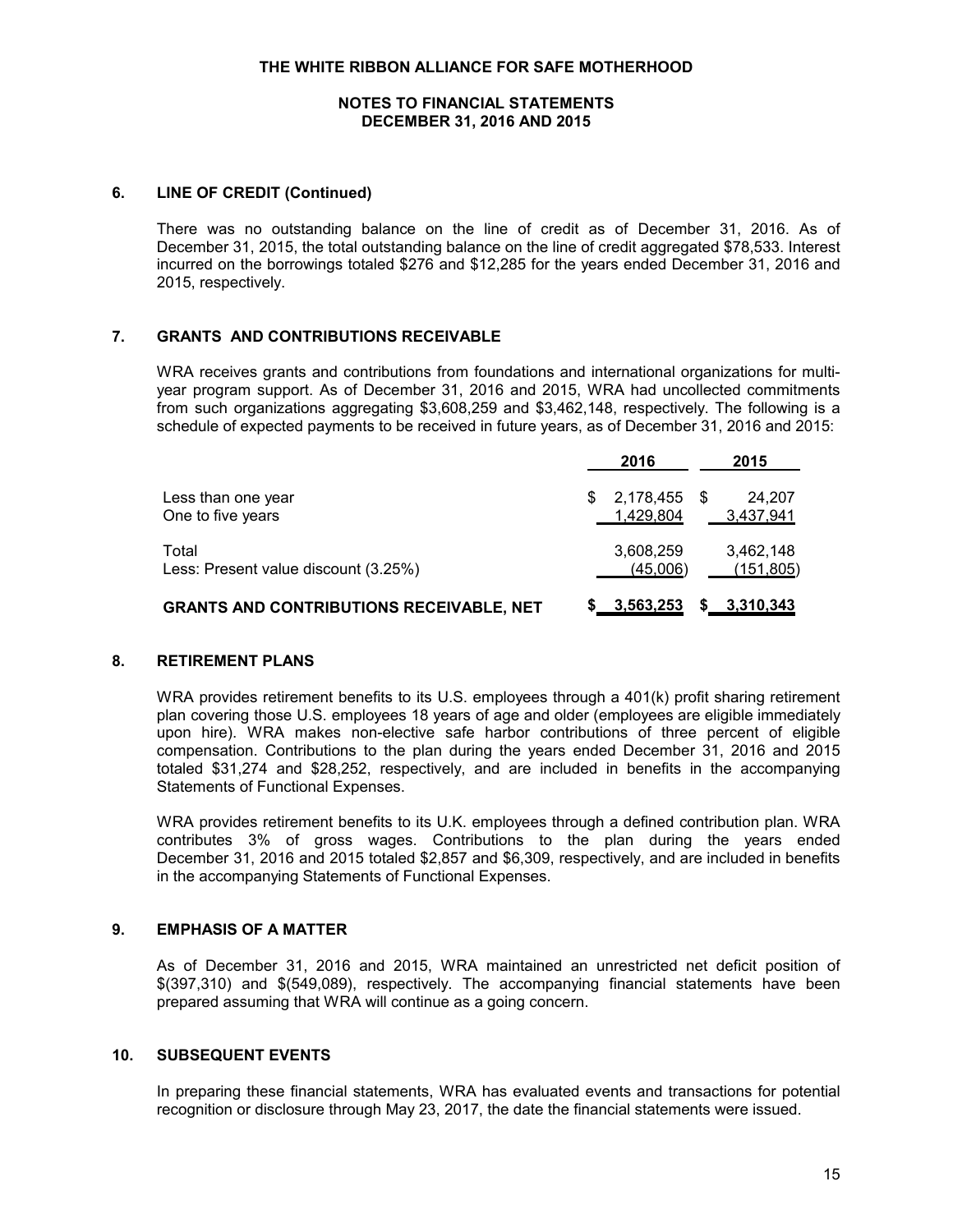# THE WHITE RIBBON ALLIANCE FOR SAFE MOTHERHOOD

## NOTES TO FINANCIAL STATEMENTS
## DECEMBER 31, 2016 AND 2015

### 6. LINE OF CREDIT (Continued)

There was no outstanding balance on the line of credit as of December 31, 2016. As of December 31, 2015, the total outstanding balance on the line of credit aggregated $78,533. Interest incurred on the borrowings totaled $276 and $12,285 for the years ended December 31, 2016 and 2015, respectively.

### 7. GRANTS AND CONTRIBUTIONS RECEIVABLE

WRA receives grants and contributions from foundations and international organizations for multi-year program support. As of December 31, 2016 and 2015, WRA had uncollected commitments from such organizations aggregating $3,608,259 and $3,462,148, respectively. The following is a schedule of expected payments to be received in future years, as of December 31, 2016 and 2015:

| | 2016 | 2015 |
|---|---|---|
| Less than one year | $ 2,178,455 | $ 24,207 |
| One to five years | 1,429,804 | 3,437,941 |
| Total | 3,608,259 | 3,462,148 |
| Less: Present value discount (3.25%) | (45,006) | (151,805) |
| **GRANTS AND CONTRIBUTIONS RECEIVABLE, NET** | **$ 3,563,253** | **$ 3,310,343** |

### 8. RETIREMENT PLANS

WRA provides retirement benefits to its U.S. employees through a 401(k) profit sharing retirement plan covering those U.S. employees 18 years of age and older (employees are eligible immediately upon hire). WRA makes non-elective safe harbor contributions of three percent of eligible compensation. Contributions to the plan during the years ended December 31, 2016 and 2015 totaled $31,274 and $28,252, respectively, and are included in benefits in the accompanying Statements of Functional Expenses.

WRA provides retirement benefits to its U.K. employees through a defined contribution plan. WRA contributes 3% of gross wages. Contributions to the plan during the years ended December 31, 2016 and 2015 totaled $2,857 and $6,309, respectively, and are included in benefits in the accompanying Statements of Functional Expenses.

### 9. EMPHASIS OF A MATTER

As of December 31, 2016 and 2015, WRA maintained an unrestricted net deficit position of $(397,310) and $(549,089), respectively. The accompanying financial statements have been prepared assuming that WRA will continue as a going concern.

### 10. SUBSEQUENT EVENTS

In preparing these financial statements, WRA has evaluated events and transactions for potential recognition or disclosure through May 23, 2017, the date the financial statements were issued.